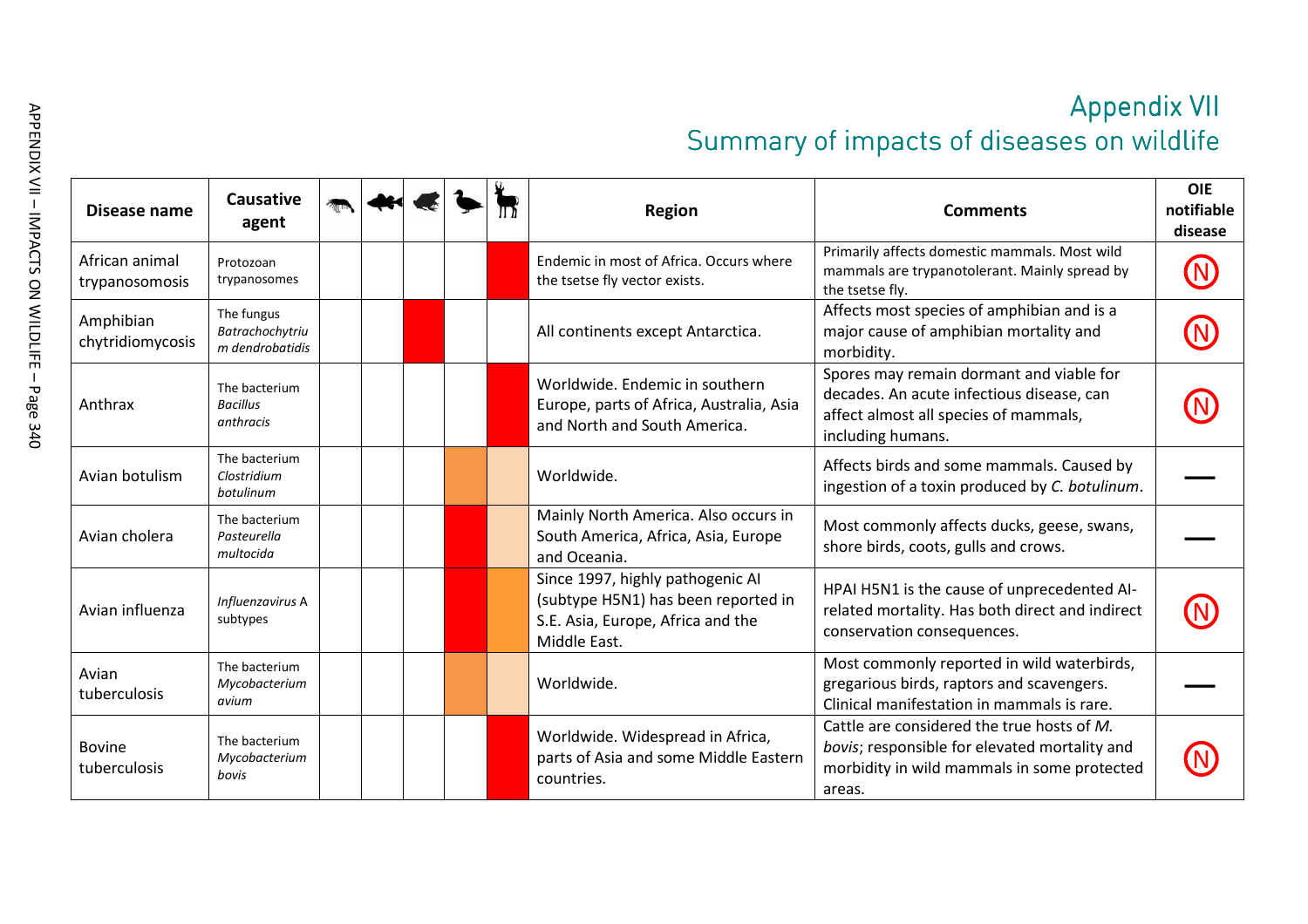# Appendix VII
## Summary of impacts of diseases on wildlife

| Disease name | Causative agent | | | | | | Region | Comments | OIE notifiable disease |
|---|---|---|---|---|---|---|---|---|---|
| African animal trypanosomosis | Protozoan trypanosomes | | | | | | Endemic in most of Africa. Occurs where the tsetse fly vector exists. | Primarily affects domestic mammals. Most wild mammals are trypanotolerant. Mainly spread by the tsetse fly. | N |
| Amphibian chytridiomycosis | The fungus *Batrachochytrium dendrobatidis* | | | | | | All continents except Antarctica. | Affects most species of amphibian and is a major cause of amphibian mortality and morbidity. | N |
| Anthrax | The bacterium *Bacillus anthracis* | | | | | | Worldwide. Endemic in southern Europe, parts of Africa, Australia, Asia and North and South America. | Spores may remain dormant and viable for decades. An acute infectious disease, can affect almost all species of mammals, including humans. | N |
| Avian botulism | The bacterium *Clostridium botulinum* | | | | | | Worldwide. | Affects birds and some mammals. Caused by ingestion of a toxin produced by *C. botulinum*. | — |
| Avian cholera | The bacterium *Pasteurella multocida* | | | | | | Mainly North America. Also occurs in South America, Africa, Asia, Europe and Oceania. | Most commonly affects ducks, geese, swans, shore birds, coots, gulls and crows. | — |
| Avian influenza | *Influenzavirus* A subtypes | | | | | | Since 1997, highly pathogenic AI (subtype H5N1) has been reported in S.E. Asia, Europe, Africa and the Middle East. | HPAI H5N1 is the cause of unprecedented AI-related mortality. Has both direct and indirect conservation consequences. | N |
| Avian tuberculosis | The bacterium *Mycobacterium avium* | | | | | | Worldwide. | Most commonly reported in wild waterbirds, gregarious birds, raptors and scavengers. Clinical manifestation in mammals is rare. | — |
| Bovine tuberculosis | The bacterium *Mycobacterium bovis* | | | | | | Worldwide. Widespread in Africa, parts of Asia and some Middle Eastern countries. | Cattle are considered the true hosts of *M. bovis*; responsible for elevated mortality and morbidity in wild mammals in some protected areas. | N |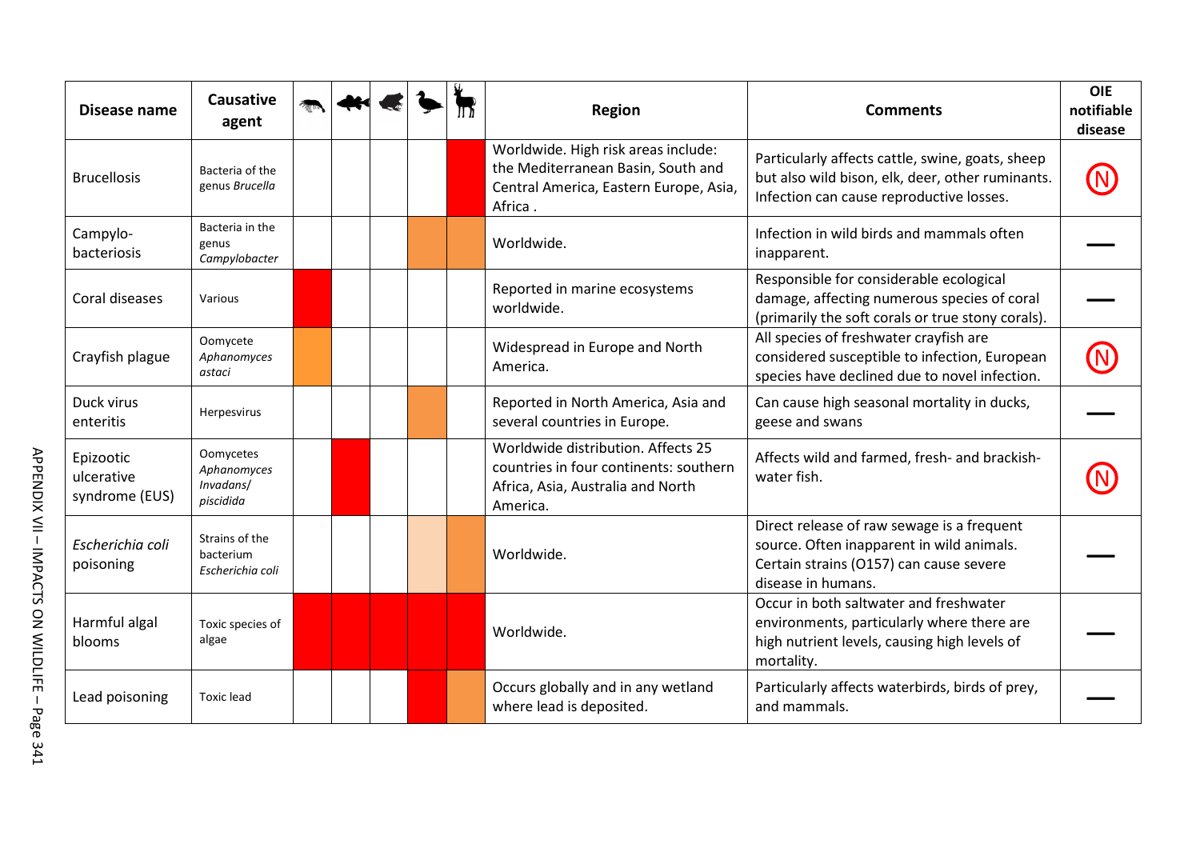| Disease name | Causative agent | | | | | | Region | Comments | OIE notifiable disease |
|---|---|---|---|---|---|---|---|---|---|
| Brucellosis | Bacteria of the genus *Brucella* | | | | | | Worldwide. High risk areas include: the Mediterranean Basin, South and Central America, Eastern Europe, Asia, Africa . | Particularly affects cattle, swine, goats, sheep but also wild bison, elk, deer, other ruminants. Infection can cause reproductive losses. | N |
| Campylo-bacteriosis | Bacteria in the genus *Campylobacter* | | | | | | Worldwide. | Infection in wild birds and mammals often inapparent. | — |
| Coral diseases | Various | | | | | | Reported in marine ecosystems worldwide. | Responsible for considerable ecological damage, affecting numerous species of coral (primarily the soft corals or true stony corals). | — |
| Crayfish plague | Oomycete *Aphanomyces astaci* | | | | | | Widespread in Europe and North America. | All species of freshwater crayfish are considered susceptible to infection, European species have declined due to novel infection. | N |
| Duck virus enteritis | Herpesvirus | | | | | | Reported in North America, Asia and several countries in Europe. | Can cause high seasonal mortality in ducks, geese and swans | — |
| Epizootic ulcerative syndrome (EUS) | Oomycetes *Aphanomyces Invadans/ piscidida* | | | | | | Worldwide distribution. Affects 25 countries in four continents: southern Africa, Asia, Australia and North America. | Affects wild and farmed, fresh- and brackish-water fish. | N |
| *Escherichia coli* poisoning | Strains of the bacterium *Escherichia coli* | | | | | | Worldwide. | Direct release of raw sewage is a frequent source. Often inapparent in wild animals. Certain strains (O157) can cause severe disease in humans. | — |
| Harmful algal blooms | Toxic species of algae | | | | | | Worldwide. | Occur in both saltwater and freshwater environments, particularly where there are high nutrient levels, causing high levels of mortality. | — |
| Lead poisoning | Toxic lead | | | | | | Occurs globally and in any wetland where lead is deposited. | Particularly affects waterbirds, birds of prey, and mammals. | — |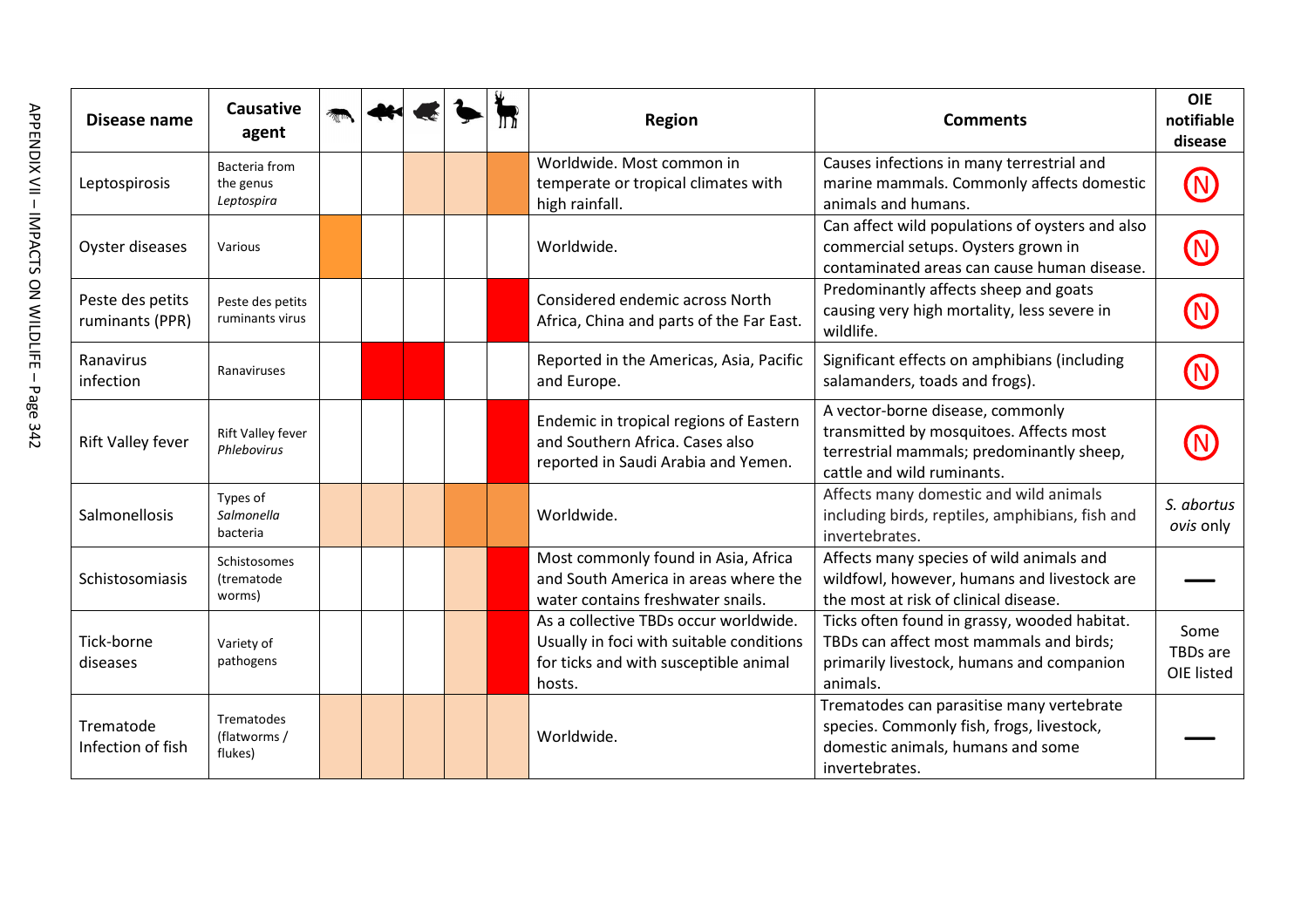| Disease name | Causative agent | | | | | | Region | Comments | OIE notifiable disease |
|---|---|---|---|---|---|---|---|---|---|
| Leptospirosis | Bacteria from the genus *Leptospira* | | | | | | Worldwide. Most common in temperate or tropical climates with high rainfall. | Causes infections in many terrestrial and marine mammals. Commonly affects domestic animals and humans. | N |
| Oyster diseases | Various | | | | | | Worldwide. | Can affect wild populations of oysters and also commercial setups. Oysters grown in contaminated areas can cause human disease. | N |
| Peste des petits ruminants (PPR) | Peste des petits ruminants virus | | | | | | Considered endemic across North Africa, China and parts of the Far East. | Predominantly affects sheep and goats causing very high mortality, less severe in wildlife. | N |
| Ranavirus infection | Ranaviruses | | | | | | Reported in the Americas, Asia, Pacific and Europe. | Significant effects on amphibians (including salamanders, toads and frogs). | N |
| Rift Valley fever | Rift Valley fever *Phlebovirus* | | | | | | Endemic in tropical regions of Eastern and Southern Africa. Cases also reported in Saudi Arabia and Yemen. | A vector-borne disease, commonly transmitted by mosquitoes. Affects most terrestrial mammals; predominantly sheep, cattle and wild ruminants. | N |
| Salmonellosis | Types of *Salmonella* bacteria | | | | | | Worldwide. | Affects many domestic and wild animals including birds, reptiles, amphibians, fish and invertebrates. | *S. abortus ovis* only |
| Schistosomiasis | Schistosomes (trematode worms) | | | | | | Most commonly found in Asia, Africa and South America in areas where the water contains freshwater snails. | Affects many species of wild animals and wildfowl, however, humans and livestock are the most at risk of clinical disease. | — |
| Tick-borne diseases | Variety of pathogens | | | | | | As a collective TBDs occur worldwide. Usually in foci with suitable conditions for ticks and with susceptible animal hosts. | Ticks often found in grassy, wooded habitat. TBDs can affect most mammals and birds; primarily livestock, humans and companion animals. | Some TBDs are OIE listed |
| Trematode Infection of fish | Trematodes (flatworms / flukes) | | | | | | Worldwide. | Trematodes can parasitise many vertebrate species. Commonly fish, frogs, livestock, domestic animals, humans and some invertebrates. | — |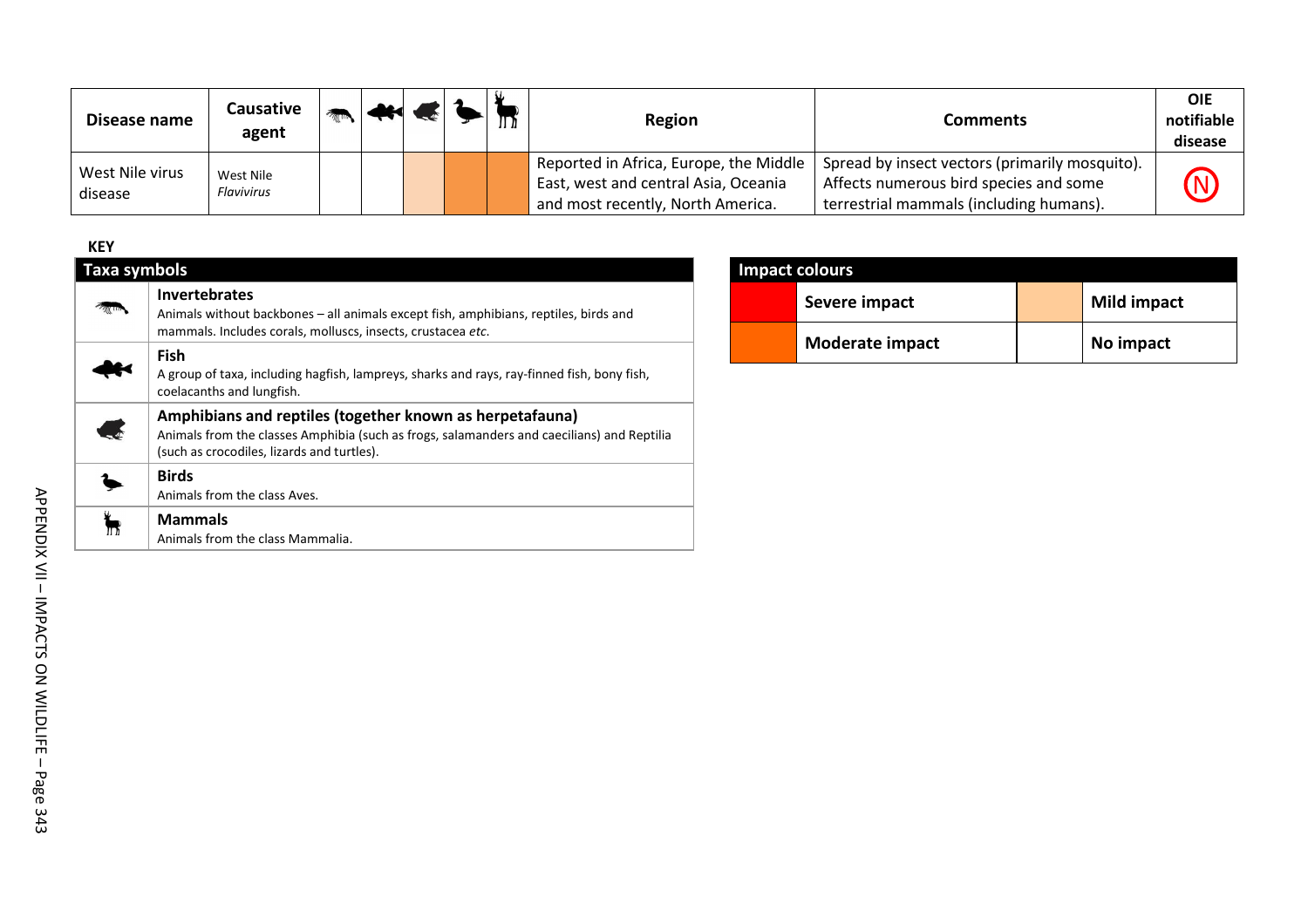| Disease name | Causative agent | Invertebrates | Fish | Amphibians and reptiles | Birds | Mammals | Region | Comments | OIE notifiable disease |
|---|---|---|---|---|---|---|---|---|---|
| West Nile virus disease | West Nile *Flavivirus* | | | Mild impact | Moderate impact | Moderate impact | Reported in Africa, Europe, the Middle East, west and central Asia, Oceania and most recently, North America. | Spread by insect vectors (primarily mosquito). Affects numerous bird species and some terrestrial mammals (including humans). | N |

**KEY**

| Taxa symbols | |
|---|---|
| Invertebrates | **Invertebrates** Animals without backbones – all animals except fish, amphibians, reptiles, birds and mammals. Includes corals, molluscs, insects, crustacea *etc.* |
| Fish | **Fish** A group of taxa, including hagfish, lampreys, sharks and rays, ray-finned fish, bony fish, coelacanths and lungfish. |
| Amphibians and reptiles | **Amphibians and reptiles (together known as herpetafauna)** Animals from the classes Amphibia (such as frogs, salamanders and caecilians) and Reptilia (such as crocodiles, lizards and turtles). |
| Birds | **Birds** Animals from the class Aves. |
| Mammals | **Mammals** Animals from the class Mammalia. |

| Impact colours | | | |
|---|---|---|---|
| Red | **Severe impact** | Light orange | **Mild impact** |
| Orange | **Moderate impact** | White | **No impact** |